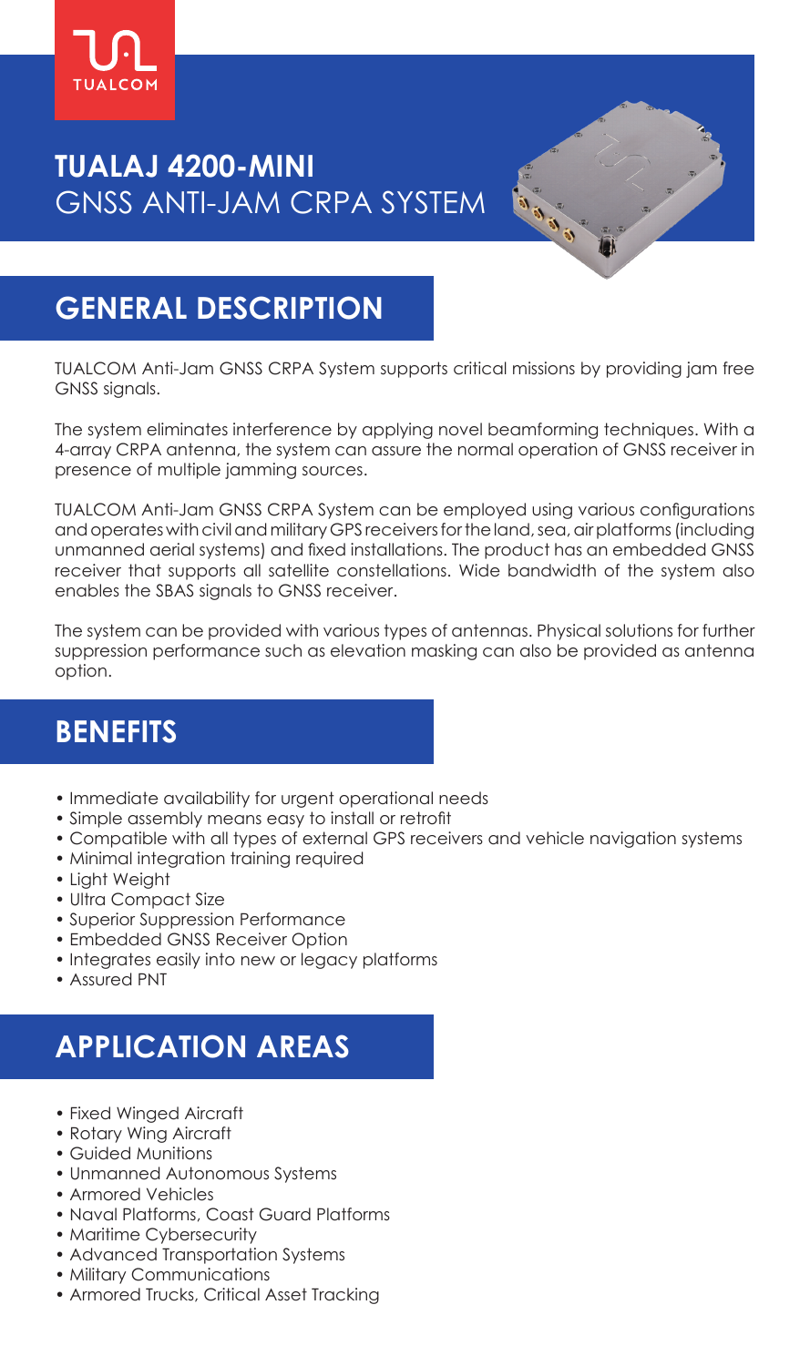# TUALAJ 4200-MINI
GNSS ANTI-JAM CRPA SYSTEM

## GENERAL DESCRIPTION

TUALCOM Anti-Jam GNSS CRPA System supports critical missions by providing jam free GNSS signals.

The system eliminates interference by applying novel beamforming techniques. With a 4-array CRPA antenna, the system can assure the normal operation of GNSS receiver in presence of multiple jamming sources.

TUALCOM Anti-Jam GNSS CRPA System can be employed using various configurations and operates with civil and military GPS receivers for the land, sea, air platforms (including unmanned aerial systems) and fixed installations. The product has an embedded GNSS receiver that supports all satellite constellations. Wide bandwidth of the system also enables the SBAS signals to GNSS receiver.

The system can be provided with various types of antennas. Physical solutions for further suppression performance such as elevation masking can also be provided as antenna option.

## BENEFITS

- Immediate availability for urgent operational needs
- Simple assembly means easy to install or retrofit
- Compatible with all types of external GPS receivers and vehicle navigation systems
- Minimal integration training required
- Light Weight
- Ultra Compact Size
- Superior Suppression Performance
- Embedded GNSS Receiver Option
- Integrates easily into new or legacy platforms
- Assured PNT

## APPLICATION AREAS

- Fixed Winged Aircraft
- Rotary Wing Aircraft
- Guided Munitions
- Unmanned Autonomous Systems
- Armored Vehicles
- Naval Platforms, Coast Guard Platforms
- Maritime Cybersecurity
- Advanced Transportation Systems
- Military Communications
- Armored Trucks, Critical Asset Tracking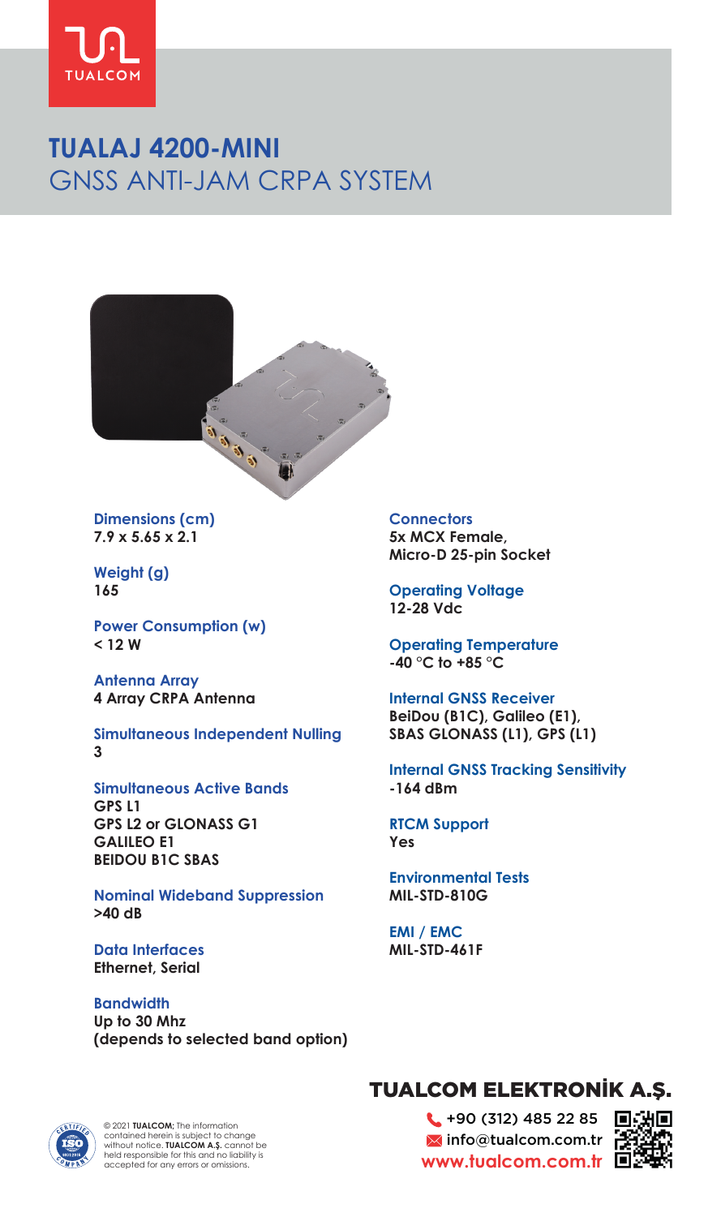# TUALAJ 4200-MINI

## GNSS ANTI-JAM CRPA SYSTEM

**Dimensions (cm)**
7.9 x 5.65 x 2.1

**Weight (g)**
165

**Power Consumption (w)**
< 12 W

**Antenna Array**
4 Array CRPA Antenna

**Simultaneous Independent Nulling**
3

**Simultaneous Active Bands**
GPS L1
GPS L2 or GLONASS G1
GALILEO E1
BEIDOU B1C SBAS

**Nominal Wideband Suppression**
>40 dB

**Data Interfaces**
Ethernet, Serial

**Bandwidth**
Up to 30 Mhz
(depends to selected band option)

**Connectors**
5x MCX Female,
Micro-D 25-pin Socket

**Operating Voltage**
12-28 Vdc

**Operating Temperature**
-40 °C to +85 °C

**Internal GNSS Receiver**
BeiDou (B1C), Galileo (E1),
SBAS GLONASS (L1), GPS (L1)

**Internal GNSS Tracking Sensitivity**
-164 dBm

**RTCM Support**
Yes

**Environmental Tests**
MIL-STD-810G

**EMI / EMC**
MIL-STD-461F

© 2021 **TUALCOM;** The information contained herein is subject to change without notice. **TUALCOM A.Ş.** cannot be held responsible for this and no liability is accepted for any errors or omissions.

**TUALCOM ELEKTRONİK A.Ş.**

+90 (312) 485 22 85
info@tualcom.com.tr
www.tualcom.com.tr